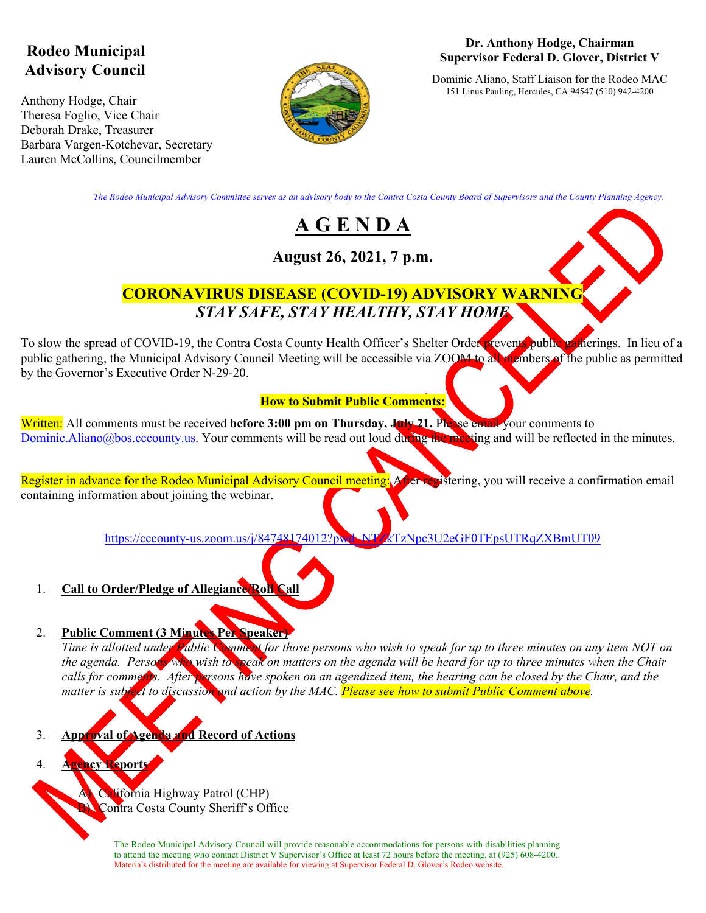# Rodeo Municipal Advisory Council

Anthony Hodge, Chair
Theresa Foglio, Vice Chair
Deborah Drake, Treasurer
Barbara Vargen-Kotchevar, Secretary
Lauren McCollins, Councilmember

**Dr. Anthony Hodge, Chairman**
**Supervisor Federal D. Glover, District V**

Dominic Aliano, Staff Liaison for the Rodeo MAC
151 Linus Pauling, Hercules, CA 94547 (510) 942-4200

*The Rodeo Municipal Advisory Committee serves as an advisory body to the Contra Costa County Board of Supervisors and the County Planning Agency.*

MEETING CANCELED

# A G E N D A

## August 26, 2021, 7 p.m.

## CORONAVIRUS DISEASE (COVID-19) ADVISORY WARNING
## *STAY SAFE, STAY HEALTHY, STAY HOME*

To slow the spread of COVID-19, the Contra Costa County Health Officer's Shelter Order prevents public gatherings. In lieu of a public gathering, the Municipal Advisory Council Meeting will be accessible via ZOOM to all members of the public as permitted by the Governor's Executive Order N-29-20.

**How to Submit Public Comments:**

Written: All comments must be received **before 3:00 pm on Thursday, July 21.** Please email your comments to Dominic.Aliano@bos.cccounty.us. Your comments will be read out loud during the meeting and will be reflected in the minutes.

Register in advance for the Rodeo Municipal Advisory Council meeting: After registering, you will receive a confirmation email containing information about joining the webinar.

https://cccounty-us.zoom.us/j/84748174012?pwd=NTZkTzNpc3U2eGF0TEpsUTRqZXBmUT09

1. **Call to Order/Pledge of Allegiance/Roll Call**

2. **Public Comment (3 Minutes Per Speaker)**
   *Time is allotted under Public Comment for those persons who wish to speak for up to three minutes on any item NOT on the agenda. Persons who wish to speak on matters on the agenda will be heard for up to three minutes when the Chair calls for comments. After persons have spoken on an agendized item, the hearing can be closed by the Chair, and the matter is subject to discussion and action by the MAC. Please see how to submit Public Comment above.*

3. **Approval of Agenda and Record of Actions**

4. **Agency Reports**
   A) California Highway Patrol (CHP)
   B) Contra Costa County Sheriff's Office

The Rodeo Municipal Advisory Council will provide reasonable accommodations for persons with disabilities planning to attend the meeting who contact District V Supervisor's Office at least 72 hours before the meeting, at (925) 608-4200.. Materials distributed for the meeting are available for viewing at Supervisor Federal D. Glover's Rodeo website.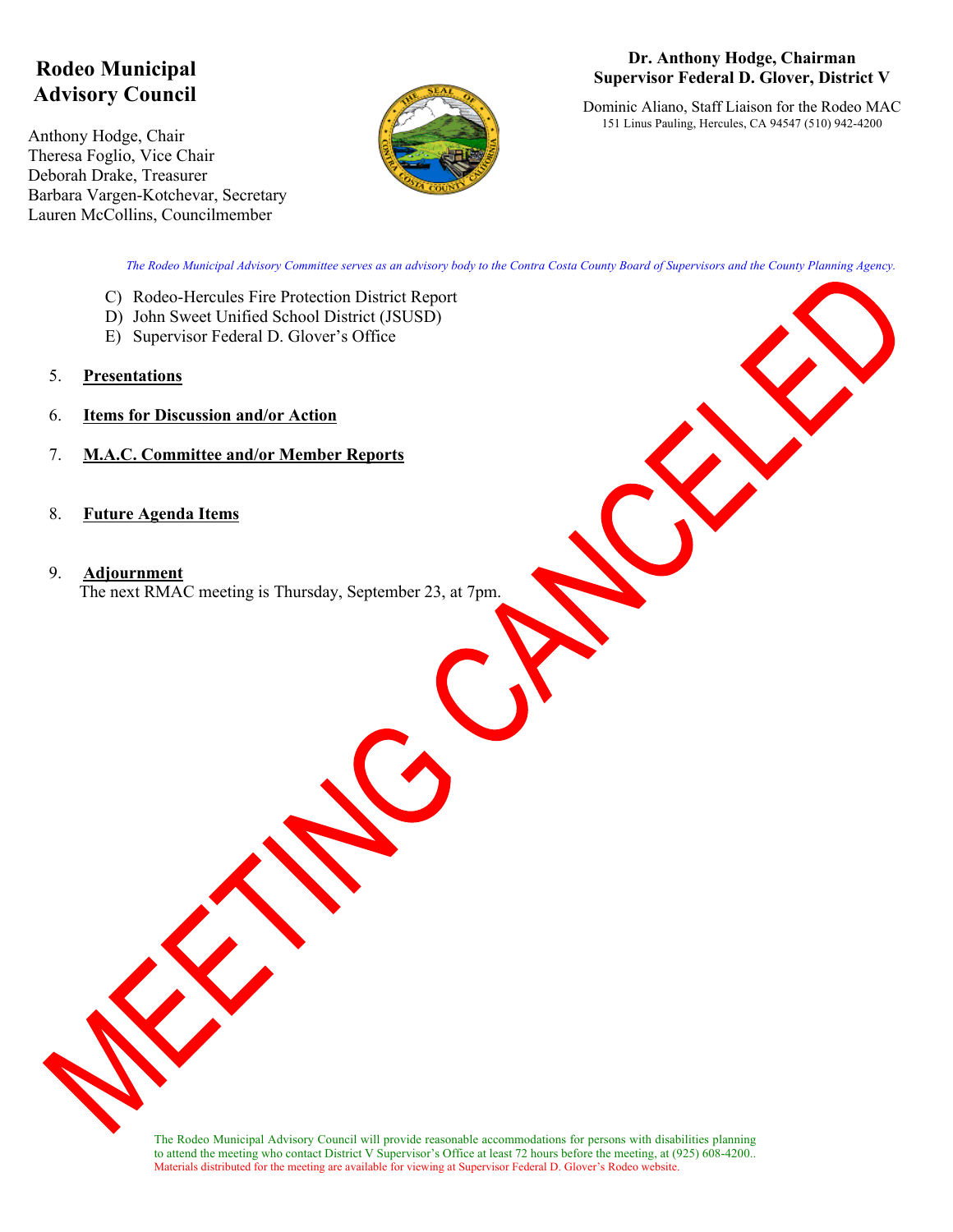# Rodeo Municipal Advisory Council

Anthony Hodge, Chair
Theresa Foglio, Vice Chair
Deborah Drake, Treasurer
Barbara Vargen-Kotchevar, Secretary
Lauren McCollins, Councilmember

**Dr. Anthony Hodge, Chairman**
**Supervisor Federal D. Glover, District V**

Dominic Aliano, Staff Liaison for the Rodeo MAC
151 Linus Pauling, Hercules, CA 94547 (510) 942-4200

*The Rodeo Municipal Advisory Committee serves as an advisory body to the Contra Costa County Board of Supervisors and the County Planning Agency.*

C) Rodeo-Hercules Fire Protection District Report
D) John Sweet Unified School District (JSUSD)
E) Supervisor Federal D. Glover's Office

5. **Presentations**

6. **Items for Discussion and/or Action**

7. **M.A.C. Committee and/or Member Reports**

8. **Future Agenda Items**

9. **Adjournment**
The next RMAC meeting is Thursday, September 23, at 7pm.

MEETING CANCELED

The Rodeo Municipal Advisory Council will provide reasonable accommodations for persons with disabilities planning to attend the meeting who contact District V Supervisor's Office at least 72 hours before the meeting, at (925) 608-4200..
Materials distributed for the meeting are available for viewing at Supervisor Federal D. Glover's Rodeo website.